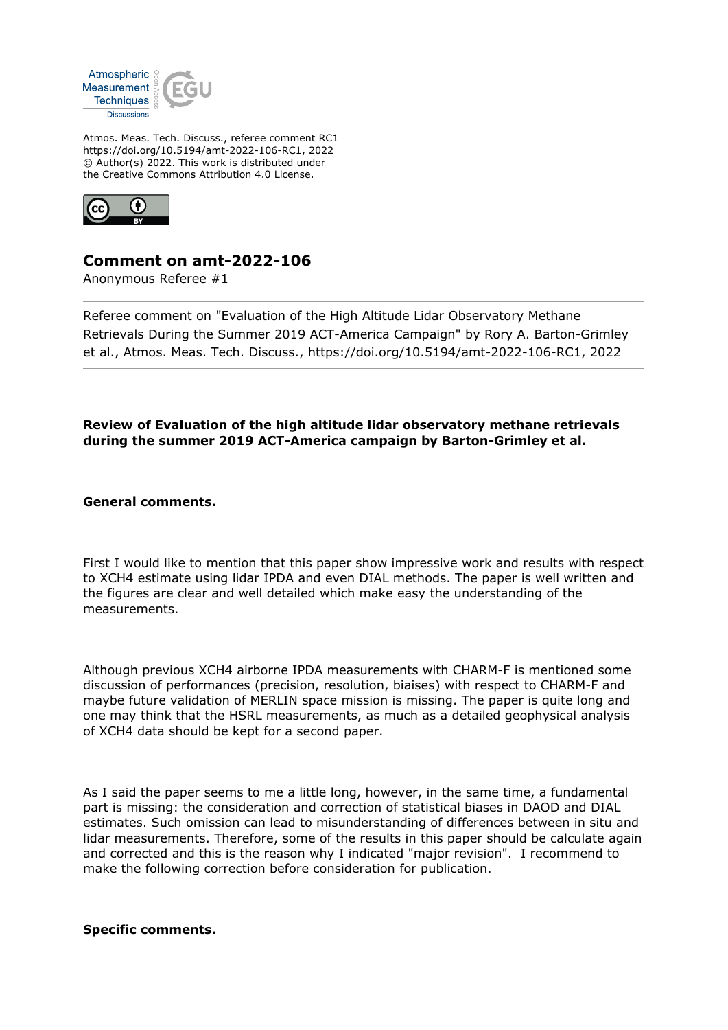Atmos. Meas. Tech. Discuss., referee comment RC1
https://doi.org/10.5194/amt-2022-106-RC1, 2022
© Author(s) 2022. This work is distributed under
the Creative Commons Attribution 4.0 License.

## Comment on amt-2022-106

Anonymous Referee #1

Referee comment on "Evaluation of the High Altitude Lidar Observatory Methane Retrievals During the Summer 2019 ACT-America Campaign" by Rory A. Barton-Grimley et al., Atmos. Meas. Tech. Discuss., https://doi.org/10.5194/amt-2022-106-RC1, 2022

**Review of Evaluation of the high altitude lidar observatory methane retrievals during the summer 2019 ACT-America campaign by Barton-Grimley et al.**

**General comments.**

First I would like to mention that this paper show impressive work and results with respect to XCH4 estimate using lidar IPDA and even DIAL methods. The paper is well written and the figures are clear and well detailed which make easy the understanding of the measurements.

Although previous XCH4 airborne IPDA measurements with CHARM-F is mentioned some discussion of performances (precision, resolution, biaises) with respect to CHARM-F and maybe future validation of MERLIN space mission is missing. The paper is quite long and one may think that the HSRL measurements, as much as a detailed geophysical analysis of XCH4 data should be kept for a second paper.

As I said the paper seems to me a little long, however, in the same time, a fundamental part is missing: the consideration and correction of statistical biases in DAOD and DIAL estimates. Such omission can lead to misunderstanding of differences between in situ and lidar measurements. Therefore, some of the results in this paper should be calculate again and corrected and this is the reason why I indicated "major revision". I recommend to make the following correction before consideration for publication.

**Specific comments.**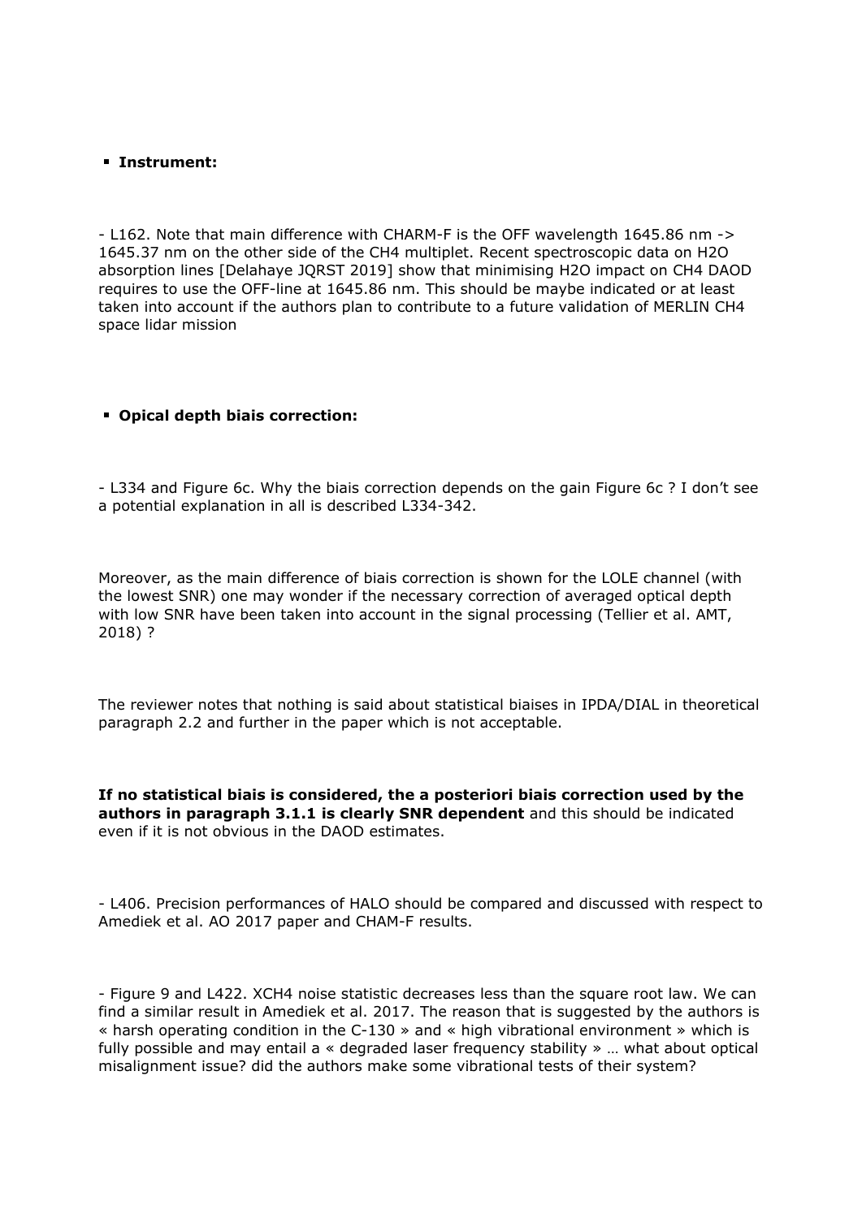- **Instrument:**

- L162. Note that main difference with CHARM-F is the OFF wavelength 1645.86 nm -> 1645.37 nm on the other side of the $CH_4$ multiplet. Recent spectroscopic data on $H_2O$ absorption lines [Delahaye JQRST 2019] show that minimising $H_2O$ impact on $CH_4$ DAOD requires to use the OFF-line at 1645.86 nm. This should be maybe indicated or at least taken into account if the authors plan to contribute to a future validation of MERLIN $CH_4$ space lidar mission

- **Opical depth biais correction:**

- L334 and Figure 6c. Why the biais correction depends on the gain Figure 6c ? I don't see a potential explanation in all is described L334-342.

Moreover, as the main difference of biais correction is shown for the LOLE channel (with the lowest SNR) one may wonder if the necessary correction of averaged optical depth with low SNR have been taken into account in the signal processing (Tellier et al. AMT, 2018) ?

The reviewer notes that nothing is said about statistical biaises in IPDA/DIAL in theoretical paragraph 2.2 and further in the paper which is not acceptable.

**If no statistical biais is considered, the a posteriori biais correction used by the authors in paragraph 3.1.1 is clearly SNR dependent** and this should be indicated even if it is not obvious in the DAOD estimates.

- L406. Precision performances of HALO should be compared and discussed with respect to Amediek et al. AO 2017 paper and CHAM-F results.

- Figure 9 and L422. $XCH_4$ noise statistic decreases less than the square root law. We can find a similar result in Amediek et al. 2017. The reason that is suggested by the authors is « harsh operating condition in the C-130 » and « high vibrational environment » which is fully possible and may entail a « degraded laser frequency stability » … what about optical misalignment issue? did the authors make some vibrational tests of their system?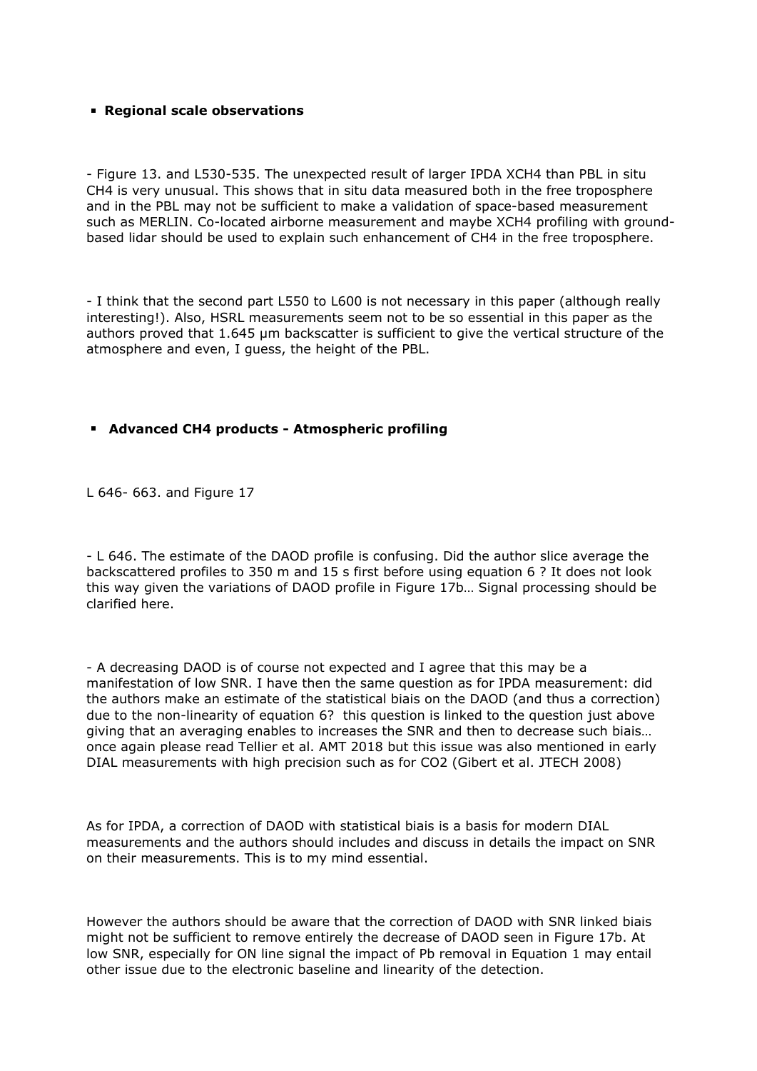- **Regional scale observations**

- Figure 13. and L530-535. The unexpected result of larger IPDA XCH4 than PBL in situ CH4 is very unusual. This shows that in situ data measured both in the free troposphere and in the PBL may not be sufficient to make a validation of space-based measurement such as MERLIN. Co-located airborne measurement and maybe XCH4 profiling with ground-based lidar should be used to explain such enhancement of CH4 in the free troposphere.

- I think that the second part L550 to L600 is not necessary in this paper (although really interesting!). Also, HSRL measurements seem not to be so essential in this paper as the authors proved that 1.645 µm backscatter is sufficient to give the vertical structure of the atmosphere and even, I guess, the height of the PBL.

- **Advanced CH4 products - Atmospheric profiling**

L 646- 663. and Figure 17

- L 646. The estimate of the DAOD profile is confusing. Did the author slice average the backscattered profiles to 350 m and 15 s first before using equation 6 ? It does not look this way given the variations of DAOD profile in Figure 17b… Signal processing should be clarified here.

- A decreasing DAOD is of course not expected and I agree that this may be a manifestation of low SNR. I have then the same question as for IPDA measurement: did the authors make an estimate of the statistical biais on the DAOD (and thus a correction) due to the non-linearity of equation 6? this question is linked to the question just above giving that an averaging enables to increases the SNR and then to decrease such biais… once again please read Tellier et al. AMT 2018 but this issue was also mentioned in early DIAL measurements with high precision such as for CO2 (Gibert et al. JTECH 2008)

As for IPDA, a correction of DAOD with statistical biais is a basis for modern DIAL measurements and the authors should includes and discuss in details the impact on SNR on their measurements. This is to my mind essential.

However the authors should be aware that the correction of DAOD with SNR linked biais might not be sufficient to remove entirely the decrease of DAOD seen in Figure 17b. At low SNR, especially for ON line signal the impact of Pb removal in Equation 1 may entail other issue due to the electronic baseline and linearity of the detection.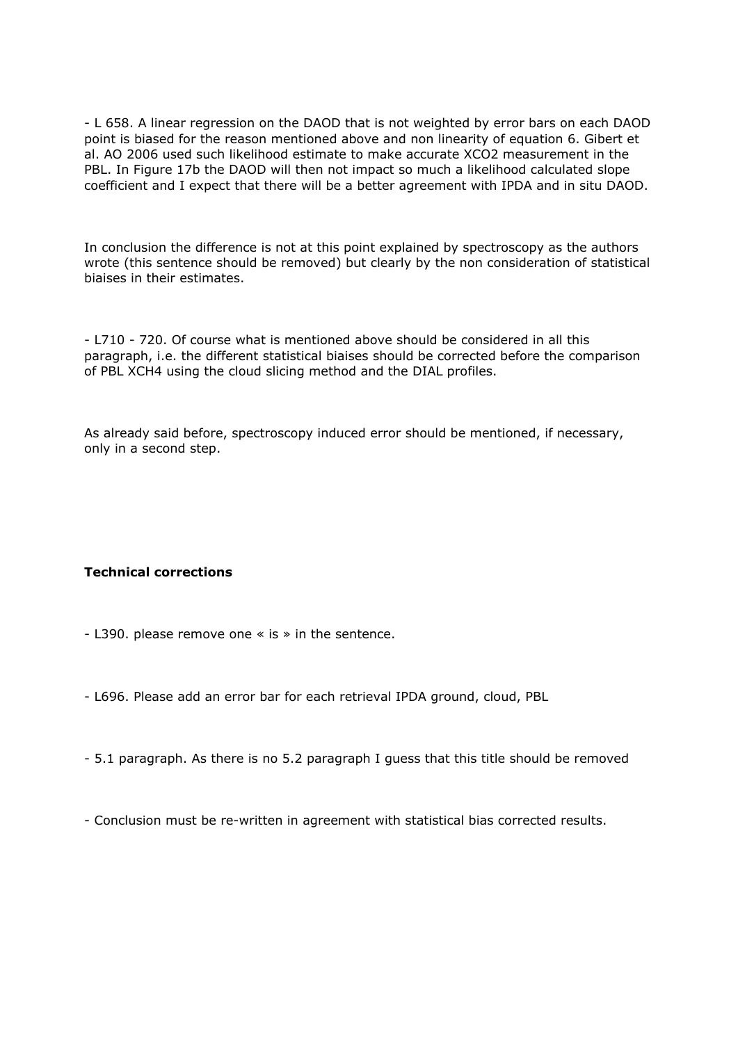- L 658. A linear regression on the DAOD that is not weighted by error bars on each DAOD point is biased for the reason mentioned above and non linearity of equation 6. Gibert et al. AO 2006 used such likelihood estimate to make accurate XCO2 measurement in the PBL. In Figure 17b the DAOD will then not impact so much a likelihood calculated slope coefficient and I expect that there will be a better agreement with IPDA and in situ DAOD.

In conclusion the difference is not at this point explained by spectroscopy as the authors wrote (this sentence should be removed) but clearly by the non consideration of statistical biaises in their estimates.

- L710 - 720. Of course what is mentioned above should be considered in all this paragraph, i.e. the different statistical biaises should be corrected before the comparison of PBL XCH4 using the cloud slicing method and the DIAL profiles.

As already said before, spectroscopy induced error should be mentioned, if necessary, only in a second step.

**Technical corrections**

- L390. please remove one « is » in the sentence.

- L696. Please add an error bar for each retrieval IPDA ground, cloud, PBL

- 5.1 paragraph. As there is no 5.2 paragraph I guess that this title should be removed

- Conclusion must be re-written in agreement with statistical bias corrected results.